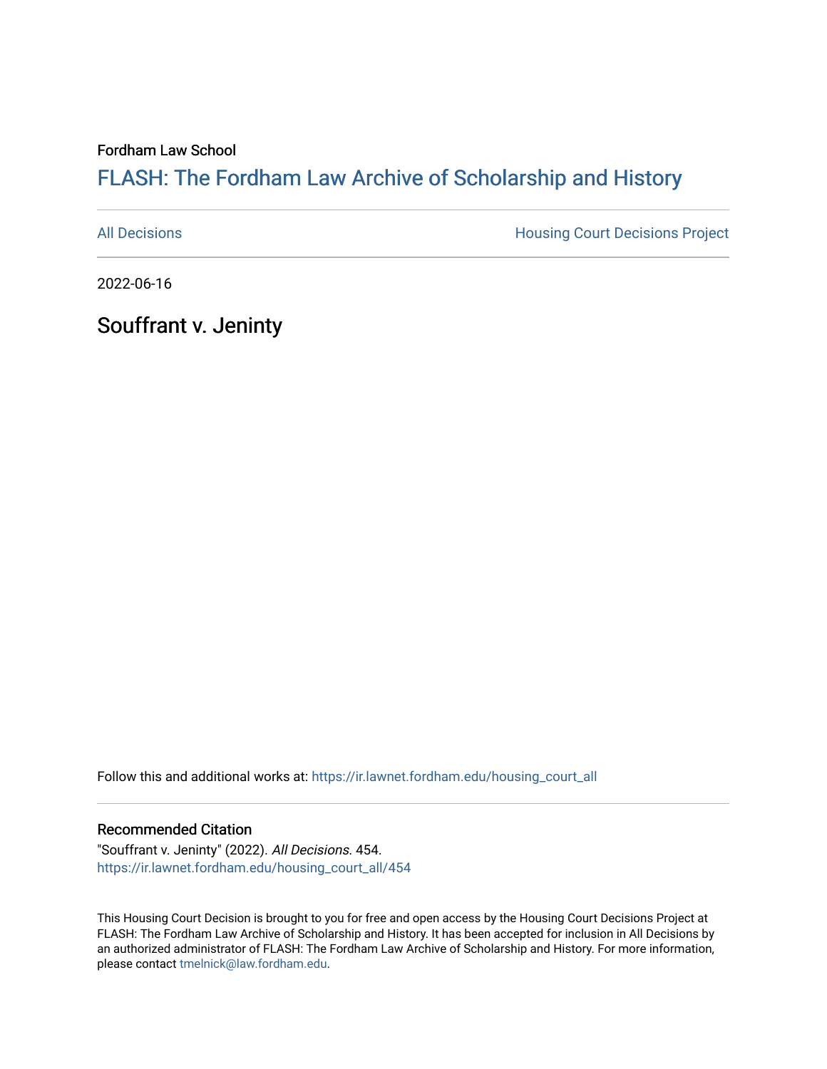Fordham Law School

# FLASH: The Fordham Law Archive of Scholarship and History

All Decisions

Housing Court Decisions Project

2022-06-16

## Souffrant v. Jeninty

Follow this and additional works at: https://ir.lawnet.fordham.edu/housing_court_all

### Recommended Citation

"Souffrant v. Jeninty" (2022). *All Decisions*. 454.
https://ir.lawnet.fordham.edu/housing_court_all/454

This Housing Court Decision is brought to you for free and open access by the Housing Court Decisions Project at FLASH: The Fordham Law Archive of Scholarship and History. It has been accepted for inclusion in All Decisions by an authorized administrator of FLASH: The Fordham Law Archive of Scholarship and History. For more information, please contact tmelnick@law.fordham.edu.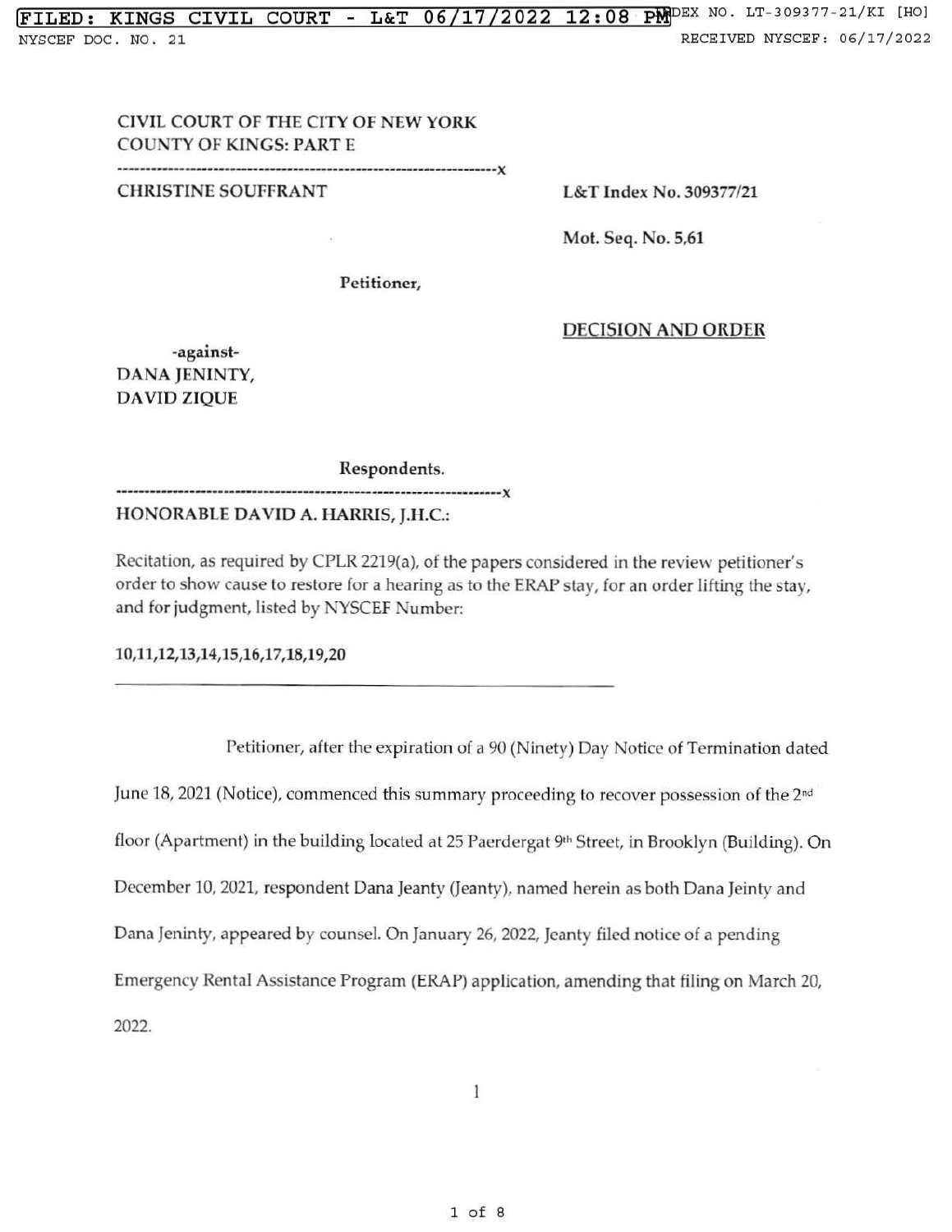CIVIL COURT OF THE CITY OF NEW YORK
COUNTY OF KINGS: PART E

CHRISTINE SOUFFRANT

L&T Index No. 309377/21

Mot. Seq. No. 5,61

Petitioner,

**DECISION AND ORDER**

-against-

DANA JENINTY,
DAVID ZIQUE

Respondents.

HONORABLE DAVID A. HARRIS, J.H.C.:

Recitation, as required by CPLR 2219(a), of the papers considered in the review petitioner's order to show cause to restore for a hearing as to the ERAP stay, for an order lifting the stay, and for judgment, listed by NYSCEF Number:

**10,11,12,13,14,15,16,17,18,19,20**

---

Petitioner, after the expiration of a 90 (Ninety) Day Notice of Termination dated June 18, 2021 (Notice), commenced this summary proceeding to recover possession of the 2nd floor (Apartment) in the building located at 25 Paerdergat 9th Street, in Brooklyn (Building). On December 10, 2021, respondent Dana Jeanty (Jeanty), named herein as both Dana Jeinty and Dana Jeninty, appeared by counsel. On January 26, 2022, Jeanty filed notice of a pending Emergency Rental Assistance Program (ERAP) application, amending that filing on March 20, 2022.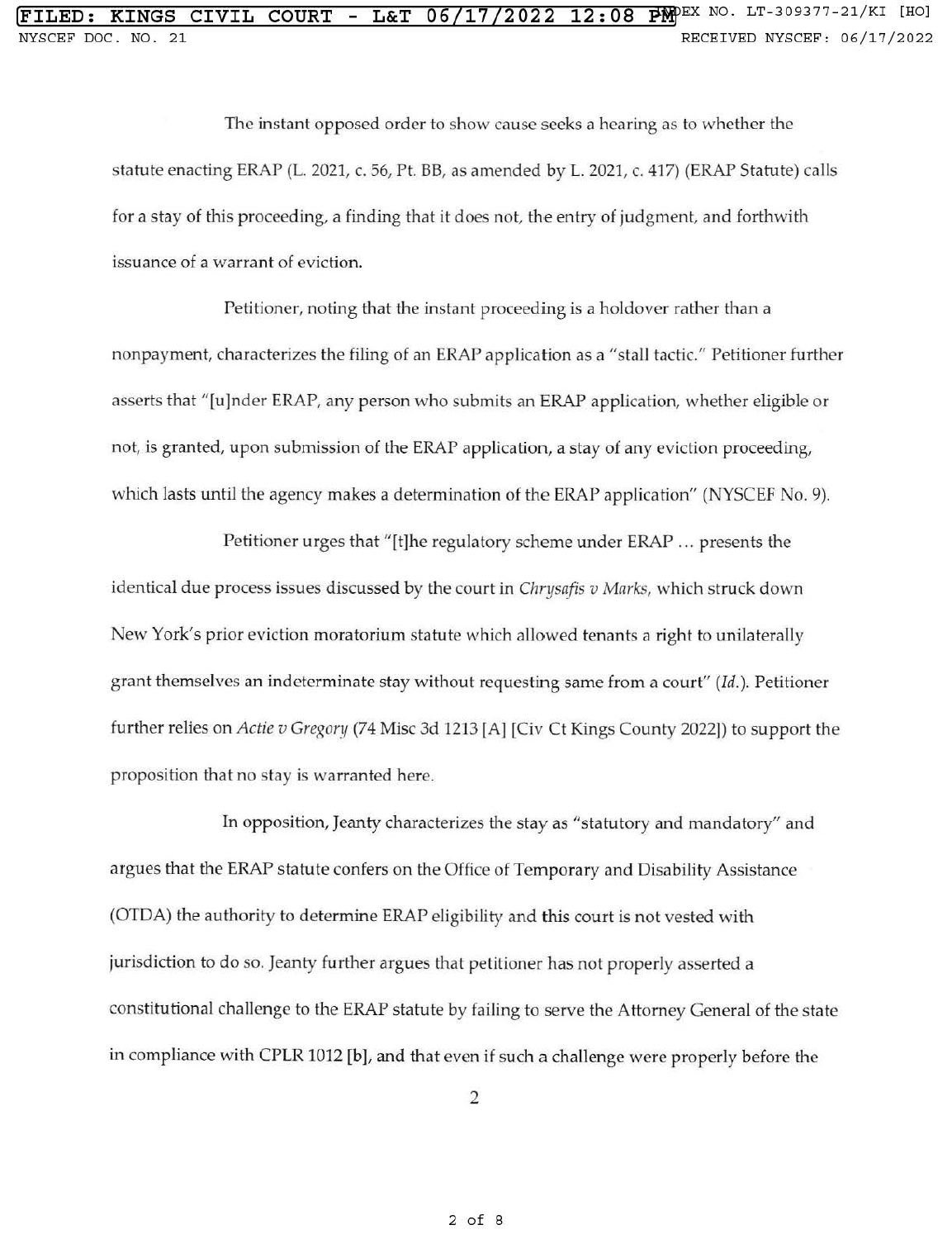The instant opposed order to show cause seeks a hearing as to whether the statute enacting ERAP (L. 2021, c. 56, Pt. BB, as amended by L. 2021, c. 417) (ERAP Statute) calls for a stay of this proceeding, a finding that it does not, the entry of judgment, and forthwith issuance of a warrant of eviction.

Petitioner, noting that the instant proceeding is a holdover rather than a nonpayment, characterizes the filing of an ERAP application as a "stall tactic." Petitioner further asserts that "[u]nder ERAP, any person who submits an ERAP application, whether eligible or not, is granted, upon submission of the ERAP application, a stay of any eviction proceeding, which lasts until the agency makes a determination of the ERAP application" (NYSCEF No. 9).

Petitioner urges that "[t]he regulatory scheme under ERAP ... presents the identical due process issues discussed by the court in *Chrysafis v Marks*, which struck down New York's prior eviction moratorium statute which allowed tenants a right to unilaterally grant themselves an indeterminate stay without requesting same from a court" (*Id.*). Petitioner further relies on *Actie v Gregory* (74 Misc 3d 1213 [A] [Civ Ct Kings County 2022]) to support the proposition that no stay is warranted here.

In opposition, Jeanty characterizes the stay as "statutory and mandatory" and argues that the ERAP statute confers on the Office of Temporary and Disability Assistance (OTDA) the authority to determine ERAP eligibility and this court is not vested with jurisdiction to do so. Jeanty further argues that petitioner has not properly asserted a constitutional challenge to the ERAP statute by failing to serve the Attorney General of the state in compliance with CPLR 1012 [b], and that even if such a challenge were properly before the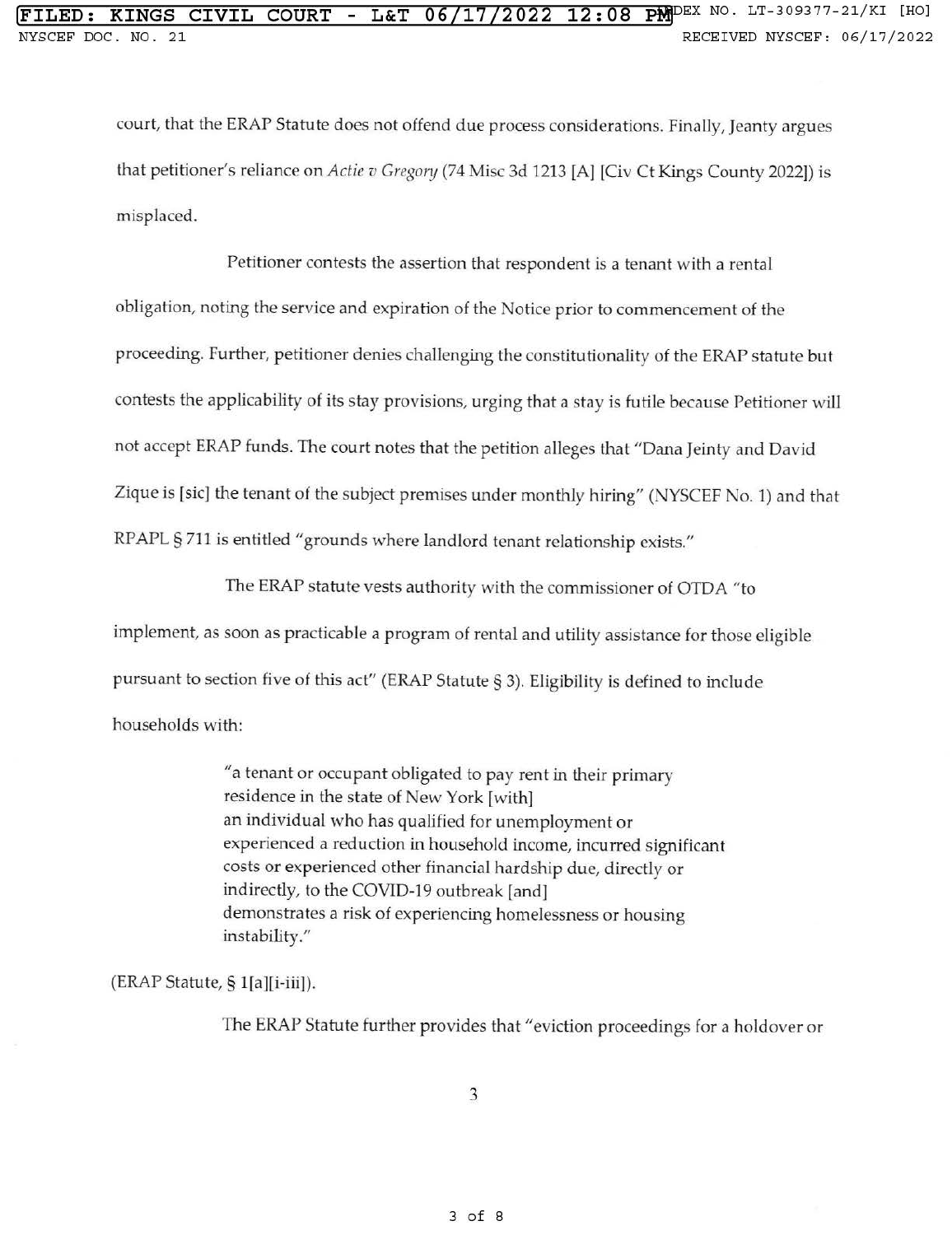court, that the ERAP Statute does not offend due process considerations. Finally, Jeanty argues that petitioner's reliance on *Actie v Gregory* (74 Misc 3d 1213 [A] [Civ Ct Kings County 2022]) is misplaced.

Petitioner contests the assertion that respondent is a tenant with a rental obligation, noting the service and expiration of the Notice prior to commencement of the proceeding. Further, petitioner denies challenging the constitutionality of the ERAP statute but contests the applicability of its stay provisions, urging that a stay is futile because Petitioner will not accept ERAP funds. The court notes that the petition alleges that "Dana Jeinty and David Zique is [sic] the tenant of the subject premises under monthly hiring" (NYSCEF No. 1) and that RPAPL § 711 is entitled "grounds where landlord tenant relationship exists."

The ERAP statute vests authority with the commissioner of OTDA "to implement, as soon as practicable a program of rental and utility assistance for those eligible pursuant to section five of this act" (ERAP Statute § 3). Eligibility is defined to include households with:

> "a tenant or occupant obligated to pay rent in their primary residence in the state of New York [with]
> an individual who has qualified for unemployment or experienced a reduction in household income, incurred significant costs or experienced other financial hardship due, directly or indirectly, to the COVID-19 outbreak [and]
> demonstrates a risk of experiencing homelessness or housing instability."

(ERAP Statute, § 1[a][i-iii]).

The ERAP Statute further provides that "eviction proceedings for a holdover or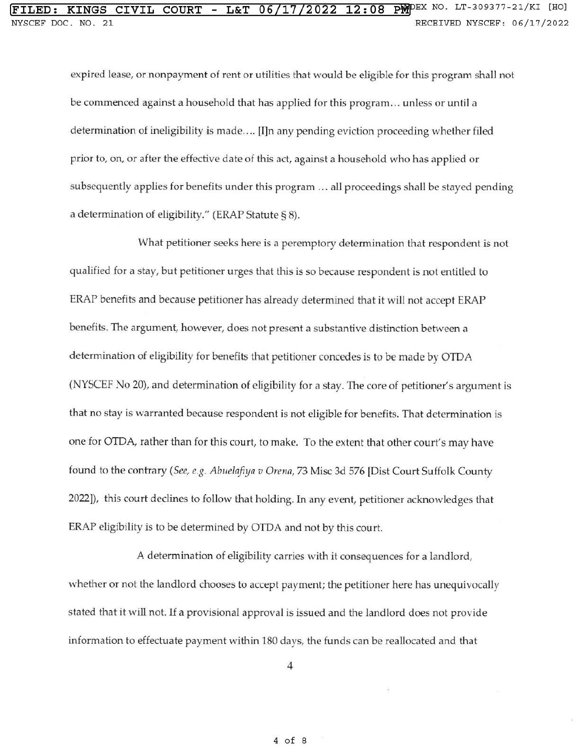expired lease, or nonpayment of rent or utilities that would be eligible for this program shall not be commenced against a household that has applied for this program… unless or until a determination of ineligibility is made…. [I]n any pending eviction proceeding whether filed prior to, on, or after the effective date of this act, against a household who has applied or subsequently applies for benefits under this program … all proceedings shall be stayed pending a determination of eligibility." (ERAP Statute § 8).

What petitioner seeks here is a peremptory determination that respondent is not qualified for a stay, but petitioner urges that this is so because respondent is not entitled to ERAP benefits and because petitioner has already determined that it will not accept ERAP benefits. The argument, however, does not present a substantive distinction between a determination of eligibility for benefits that petitioner concedes is to be made by OTDA (NYSCEF No 20), and determination of eligibility for a stay. The core of petitioner's argument is that no stay is warranted because respondent is not eligible for benefits. That determination is one for OTDA, rather than for this court, to make. To the extent that other court's may have found to the contrary (*See, e.g. Abuelafiya v Orena*, 73 Misc 3d 576 [Dist Court Suffolk County 2022]), this court declines to follow that holding. In any event, petitioner acknowledges that ERAP eligibility is to be determined by OTDA and not by this court.

A determination of eligibility carries with it consequences for a landlord, whether or not the landlord chooses to accept payment; the petitioner here has unequivocally stated that it will not. If a provisional approval is issued and the landlord does not provide information to effectuate payment within 180 days, the funds can be reallocated and that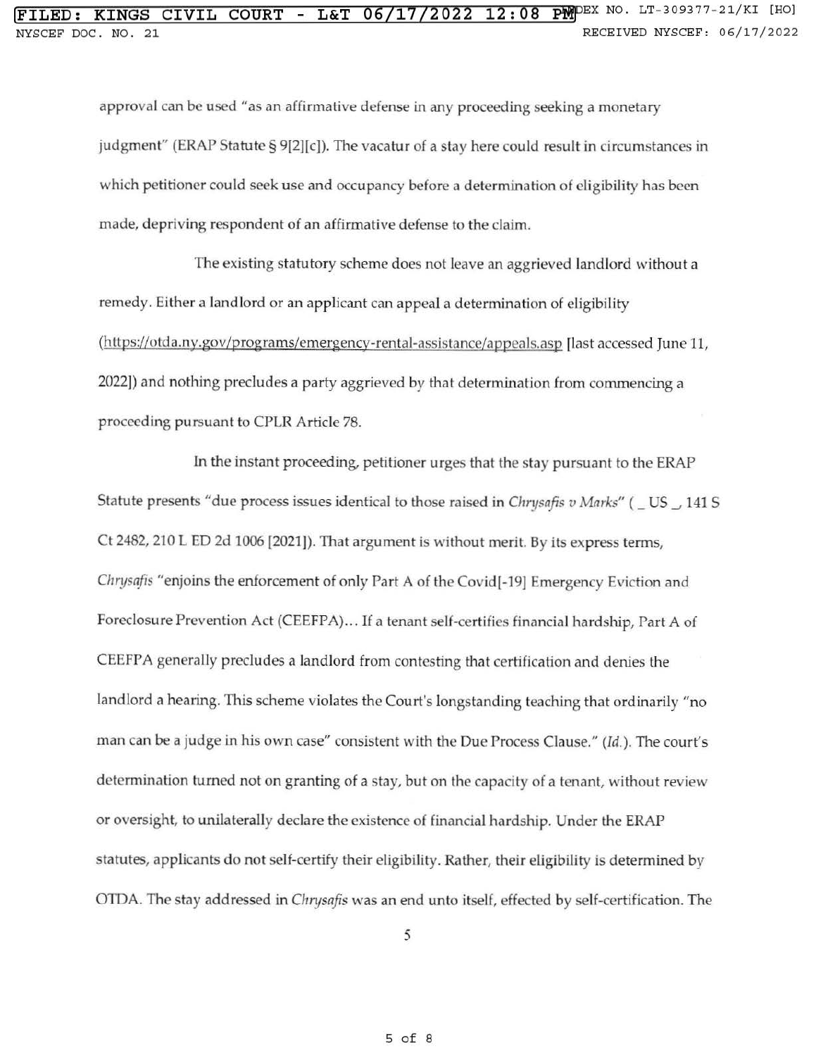approval can be used "as an affirmative defense in any proceeding seeking a monetary judgment" (ERAP Statute § 9[2][c]). The vacatur of a stay here could result in circumstances in which petitioner could seek use and occupancy before a determination of eligibility has been made, depriving respondent of an affirmative defense to the claim.

The existing statutory scheme does not leave an aggrieved landlord without a remedy. Either a landlord or an applicant can appeal a determination of eligibility (https://otda.ny.gov/programs/emergency-rental-assistance/appeals.asp [last accessed June 11, 2022]) and nothing precludes a party aggrieved by that determination from commencing a proceeding pursuant to CPLR Article 78.

In the instant proceeding, petitioner urges that the stay pursuant to the ERAP Statute presents "due process issues identical to those raised in *Chrysafis v Marks*" ( _ US _, 141 S Ct 2482, 210 L ED 2d 1006 [2021]). That argument is without merit. By its express terms, *Chrysafis* "enjoins the enforcement of only Part A of the Covid[-19] Emergency Eviction and Foreclosure Prevention Act (CEEFPA)… If a tenant self-certifies financial hardship, Part A of CEEFPA generally precludes a landlord from contesting that certification and denies the landlord a hearing. This scheme violates the Court's longstanding teaching that ordinarily "no man can be a judge in his own case" consistent with the Due Process Clause." (*Id.*). The court's determination turned not on granting of a stay, but on the capacity of a tenant, without review or oversight, to unilaterally declare the existence of financial hardship. Under the ERAP statutes, applicants do not self-certify their eligibility. Rather, their eligibility is determined by OTDA. The stay addressed in *Chrysafis* was an end unto itself, effected by self-certification. The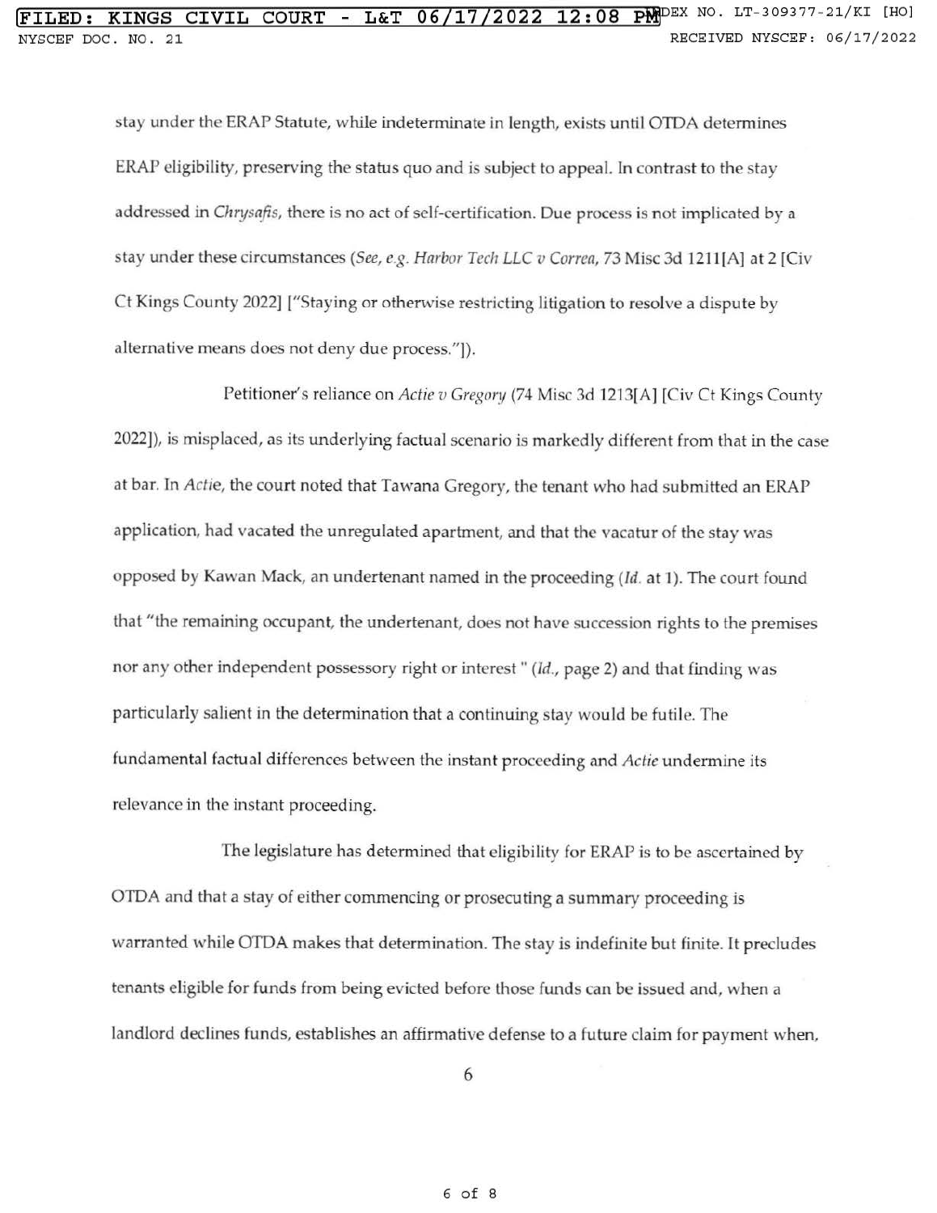stay under the ERAP Statute, while indeterminate in length, exists until OTDA determines ERAP eligibility, preserving the status quo and is subject to appeal. In contrast to the stay addressed in *Chrysafis*, there is no act of self-certification. Due process is not implicated by a stay under these circumstances (*See, e.g. Harbor Tech LLC v Correa*, 73 Misc 3d 1211[A] at 2 [Civ Ct Kings County 2022] ["Staying or otherwise restricting litigation to resolve a dispute by alternative means does not deny due process."]).

Petitioner's reliance on *Actie v Gregory* (74 Misc 3d 1213[A] [Civ Ct Kings County 2022]), is misplaced, as its underlying factual scenario is markedly different from that in the case at bar. In *Actie*, the court noted that Tawana Gregory, the tenant who had submitted an ERAP application, had vacated the unregulated apartment, and that the vacatur of the stay was opposed by Kawan Mack, an undertenant named in the proceeding (*Id.* at 1). The court found that "the remaining occupant, the undertenant, does not have succession rights to the premises nor any other independent possessory right or interest " (*Id.*, page 2) and that finding was particularly salient in the determination that a continuing stay would be futile. The fundamental factual differences between the instant proceeding and *Actie* undermine its relevance in the instant proceeding.

The legislature has determined that eligibility for ERAP is to be ascertained by OTDA and that a stay of either commencing or prosecuting a summary proceeding is warranted while OTDA makes that determination. The stay is indefinite but finite. It precludes tenants eligible for funds from being evicted before those funds can be issued and, when a landlord declines funds, establishes an affirmative defense to a future claim for payment when,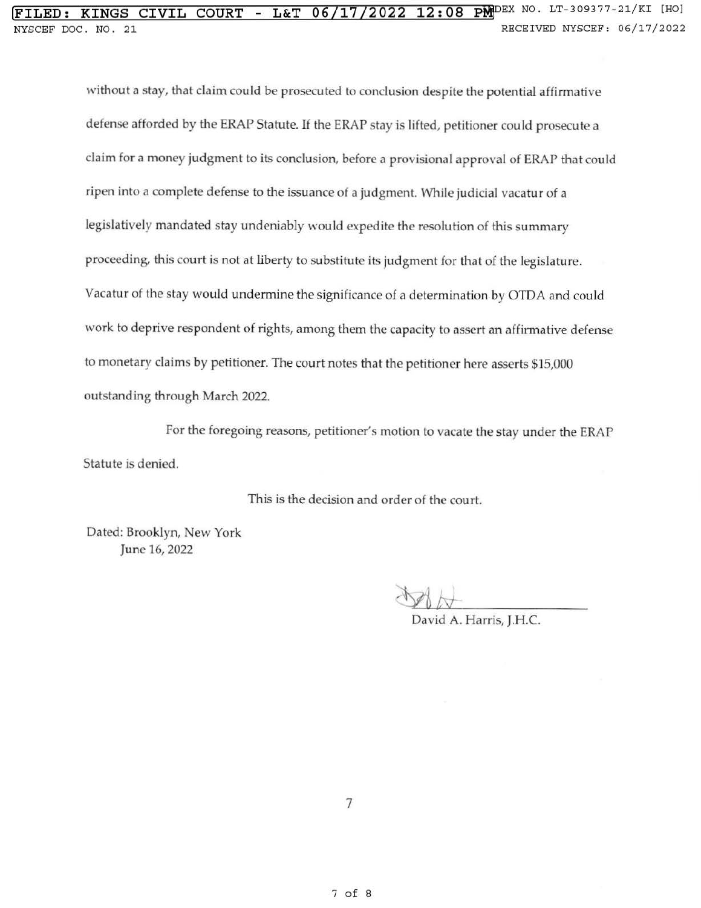without a stay, that claim could be prosecuted to conclusion despite the potential affirmative defense afforded by the ERAP Statute. If the ERAP stay is lifted, petitioner could prosecute a claim for a money judgment to its conclusion, before a provisional approval of ERAP that could ripen into a complete defense to the issuance of a judgment. While judicial vacatur of a legislatively mandated stay undeniably would expedite the resolution of this summary proceeding, this court is not at liberty to substitute its judgment for that of the legislature. Vacatur of the stay would undermine the significance of a determination by OTDA and could work to deprive respondent of rights, among them the capacity to assert an affirmative defense to monetary claims by petitioner. The court notes that the petitioner here asserts $15,000 outstanding through March 2022.

For the foregoing reasons, petitioner's motion to vacate the stay under the ERAP Statute is denied.

This is the decision and order of the court.

Dated: Brooklyn, New York
June 16, 2022

David A. Harris, J.H.C.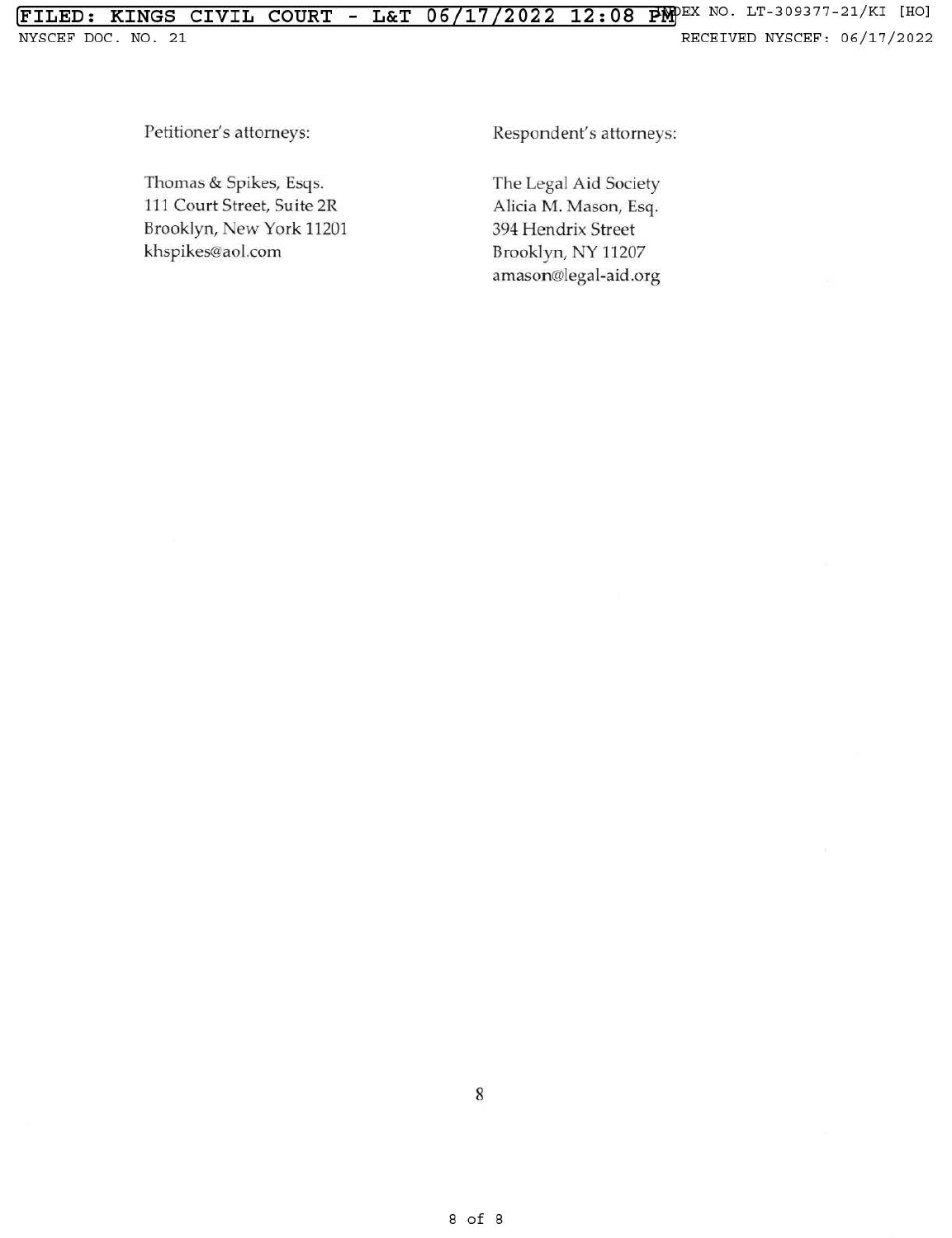Petitioner's attorneys:

Thomas & Spikes, Esqs.
111 Court Street, Suite 2R
Brooklyn, New York 11201
khspikes@aol.com

Respondent's attorneys:

The Legal Aid Society
Alicia M. Mason, Esq.
394 Hendrix Street
Brooklyn, NY 11207
amason@legal-aid.org